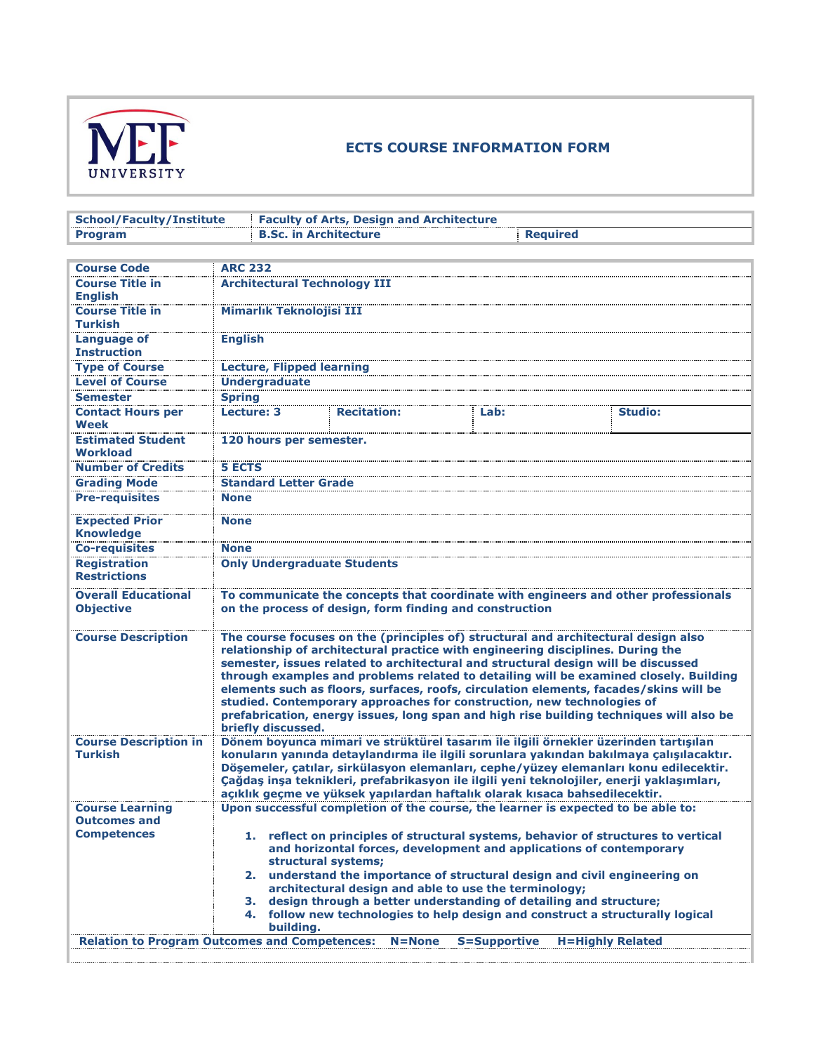# ECTS COURSE INFORMATION FORM

MEF UNIVERSITY

| School/Faculty/Institute | Faculty of Arts, Design and Architecture | |
|---|---|---|
| Program | B.Sc. in Architecture | Required |

| Course Code | ARC 232 | | | |
|---|---|---|---|---|
| Course Title in English | Architectural Technology III | | | |
| Course Title in Turkish | Mimarlık Teknolojisi III | | | |
| Language of Instruction | English | | | |
| Type of Course | Lecture, Flipped learning | | | |
| Level of Course | Undergraduate | | | |
| Semester | Spring | | | |
| Contact Hours per Week | Lecture: 3 | Recitation: | Lab: | Studio: |
| Estimated Student Workload | 120 hours per semester. | | | |
| Number of Credits | 5 ECTS | | | |
| Grading Mode | Standard Letter Grade | | | |
| Pre-requisites | None | | | |
| Expected Prior Knowledge | None | | | |
| Co-requisites | None | | | |
| Registration Restrictions | Only Undergraduate Students | | | |
| Overall Educational Objective | To communicate the concepts that coordinate with engineers and other professionals on the process of design, form finding and construction | | | |
| Course Description | The course focuses on the (principles of) structural and architectural design also relationship of architectural practice with engineering disciplines. During the semester, issues related to architectural and structural design will be discussed through examples and problems related to detailing will be examined closely. Building elements such as floors, surfaces, roofs, circulation elements, facades/skins will be studied. Contemporary approaches for construction, new technologies of prefabrication, energy issues, long span and high rise building techniques will also be briefly discussed. | | | |
| Course Description in Turkish | Dönem boyunca mimari ve strüktürel tasarım ile ilgili örnekler üzerinden tartışılan konuların yanında detaylandırma ile ilgili sorunlara yakından bakılmaya çalışılacaktır. Döşemeler, çatılar, sirkülasyon elemanları, cephe/yüzey elemanları konu edilecektir. Çağdaş inşa teknikleri, prefabrikasyon ile ilgili yeni teknolojiler, enerji yaklaşımları, açıklık geçme ve yüksek yapılardan haftalık olarak kısaca bahsedilecektir. | | | |
| Course Learning Outcomes and Competences | Upon successful completion of the course, the learner is expected to be able to:<br><br>1. reflect on principles of structural systems, behavior of structures to vertical and horizontal forces, development and applications of contemporary structural systems;<br>2. understand the importance of structural design and civil engineering on architectural design and able to use the terminology;<br>3. design through a better understanding of detailing and structure;<br>4. follow new technologies to help design and construct a structurally logical building. | | | |

**Relation to Program Outcomes and Competences:** N=None S=Supportive H=Highly Related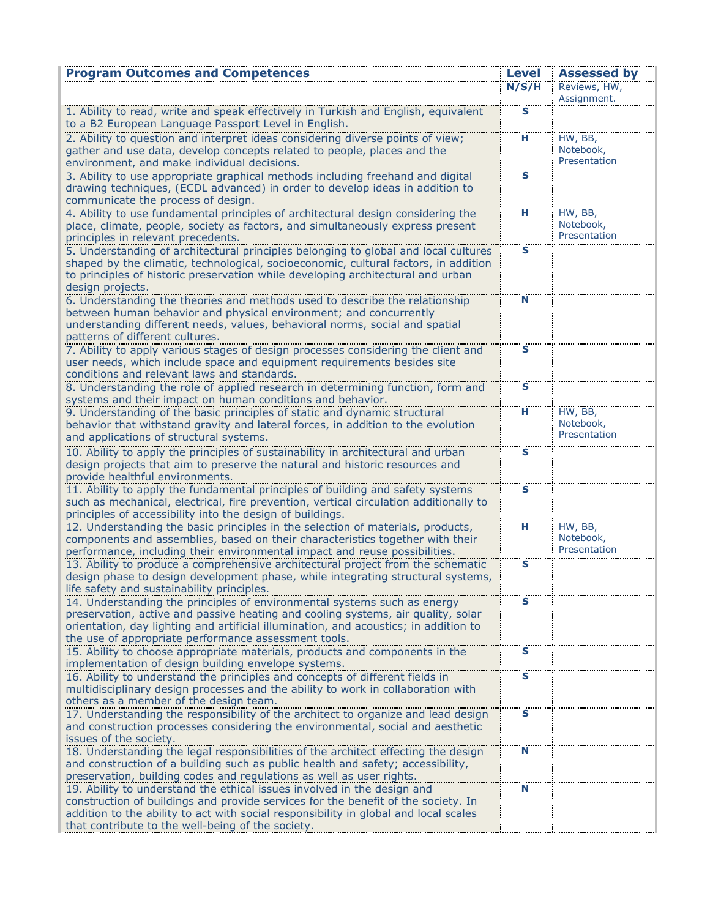| Program Outcomes and Competences | Level | Assessed by |
| --- | --- | --- |
| | N/S/H | Reviews, HW, Assignment. |
| 1. Ability to read, write and speak effectively in Turkish and English, equivalent to a B2 European Language Passport Level in English. | S | |
| 2. Ability to question and interpret ideas considering diverse points of view; gather and use data, develop concepts related to people, places and the environment, and make individual decisions. | H | HW, BB, Notebook, Presentation |
| 3. Ability to use appropriate graphical methods including freehand and digital drawing techniques, (ECDL advanced) in order to develop ideas in addition to communicate the process of design. | S | |
| 4. Ability to use fundamental principles of architectural design considering the place, climate, people, society as factors, and simultaneously express present principles in relevant precedents. | H | HW, BB, Notebook, Presentation |
| 5. Understanding of architectural principles belonging to global and local cultures shaped by the climatic, technological, socioeconomic, cultural factors, in addition to principles of historic preservation while developing architectural and urban design projects. | S | |
| 6. Understanding the theories and methods used to describe the relationship between human behavior and physical environment; and concurrently understanding different needs, values, behavioral norms, social and spatial patterns of different cultures. | N | |
| 7. Ability to apply various stages of design processes considering the client and user needs, which include space and equipment requirements besides site conditions and relevant laws and standards. | S | |
| 8. Understanding the role of applied research in determining function, form and systems and their impact on human conditions and behavior. | S | |
| 9. Understanding of the basic principles of static and dynamic structural behavior that withstand gravity and lateral forces, in addition to the evolution and applications of structural systems. | H | HW, BB, Notebook, Presentation |
| 10. Ability to apply the principles of sustainability in architectural and urban design projects that aim to preserve the natural and historic resources and provide healthful environments. | S | |
| 11. Ability to apply the fundamental principles of building and safety systems such as mechanical, electrical, fire prevention, vertical circulation additionally to principles of accessibility into the design of buildings. | S | |
| 12. Understanding the basic principles in the selection of materials, products, components and assemblies, based on their characteristics together with their performance, including their environmental impact and reuse possibilities. | H | HW, BB, Notebook, Presentation |
| 13. Ability to produce a comprehensive architectural project from the schematic design phase to design development phase, while integrating structural systems, life safety and sustainability principles. | S | |
| 14. Understanding the principles of environmental systems such as energy preservation, active and passive heating and cooling systems, air quality, solar orientation, day lighting and artificial illumination, and acoustics; in addition to the use of appropriate performance assessment tools. | S | |
| 15. Ability to choose appropriate materials, products and components in the implementation of design building envelope systems. | S | |
| 16. Ability to understand the principles and concepts of different fields in multidisciplinary design processes and the ability to work in collaboration with others as a member of the design team. | S | |
| 17. Understanding the responsibility of the architect to organize and lead design and construction processes considering the environmental, social and aesthetic issues of the society. | S | |
| 18. Understanding the legal responsibilities of the architect effecting the design and construction of a building such as public health and safety; accessibility, preservation, building codes and regulations as well as user rights. | N | |
| 19. Ability to understand the ethical issues involved in the design and construction of buildings and provide services for the benefit of the society. In addition to the ability to act with social responsibility in global and local scales that contribute to the well-being of the society. | N | |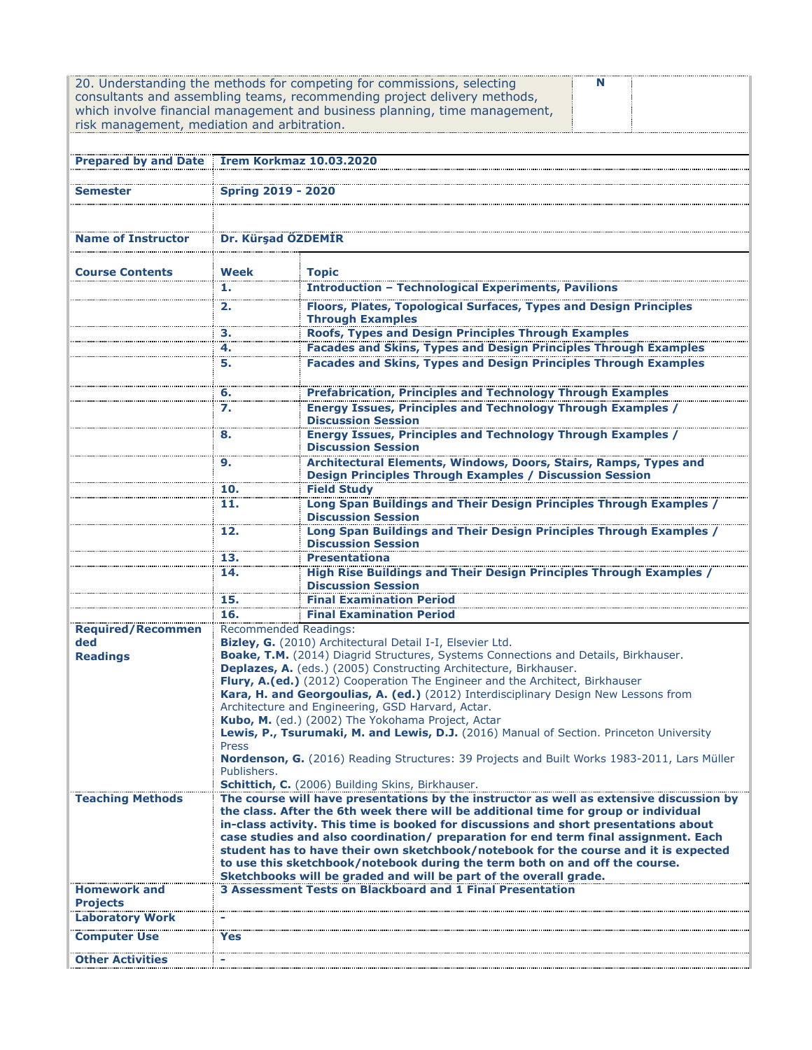| 20. Understanding the methods for competing for commissions, selecting consultants and assembling teams, recommending project delivery methods, which involve financial management and business planning, time management, risk management, mediation and arbitration. | N | |
|---|---|---|

| | | |
|---|---|---|
| **Prepared by and Date** | **İrem Korkmaz 10.03.2020** | |
| **Semester** | **Spring 2019 - 2020** | |
| **Name of Instructor** | **Dr. Kürşad ÖZDEMİR** | |
| **Course Contents** | **Week** | **Topic** |
| | **1.** | **Introduction – Technological Experiments, Pavilions** |
| | **2.** | **Floors, Plates, Topological Surfaces, Types and Design Principles Through Examples** |
| | **3.** | **Roofs, Types and Design Principles Through Examples** |
| | **4.** | **Facades and Skins, Types and Design Principles Through Examples** |
| | **5.** | **Facades and Skins, Types and Design Principles Through Examples** |
| | **6.** | **Prefabrication, Principles and Technology Through Examples** |
| | **7.** | **Energy Issues, Principles and Technology Through Examples / Discussion Session** |
| | **8.** | **Energy Issues, Principles and Technology Through Examples / Discussion Session** |
| | **9.** | **Architectural Elements, Windows, Doors, Stairs, Ramps, Types and Design Principles Through Examples / Discussion Session** |
| | **10.** | **Field Study** |
| | **11.** | **Long Span Buildings and Their Design Principles Through Examples / Discussion Session** |
| | **12.** | **Long Span Buildings and Their Design Principles Through Examples / Discussion Session** |
| | **13.** | **Presentationa** |
| | **14.** | **High Rise Buildings and Their Design Principles Through Examples / Discussion Session** |
| | **15.** | **Final Examination Period** |
| | **16.** | **Final Examination Period** |
| **Required/Recommended Readings** | Recommended Readings:<br>**Bizley, G.** (2010) Architectural Detail I-I, Elsevier Ltd.<br>**Boake, T.M.** (2014) Diagrid Structures, Systems Connections and Details, Birkhauser.<br>**Deplazes, A.** (eds.) (2005) Constructing Architecture, Birkhauser.<br>**Flury, A.(ed.)** (2012) Cooperation The Engineer and the Architect, Birkhauser<br>**Kara, H. and Georgoulias, A. (ed.)** (2012) Interdisciplinary Design New Lessons from Architecture and Engineering, GSD Harvard, Actar.<br>**Kubo, M.** (ed.) (2002) The Yokohama Project, Actar<br>**Lewis, P., Tsurumaki, M. and Lewis, D.J.** (2016) Manual of Section. Princeton University Press<br>**Nordenson, G.** (2016) Reading Structures: 39 Projects and Built Works 1983-2011, Lars Müller Publishers.<br>**Schittich, C.** (2006) Building Skins, Birkhauser. | |
| **Teaching Methods** | **The course will have presentations by the instructor as well as extensive discussion by the class. After the 6th week there will be additional time for group or individual in-class activity. This time is booked for discussions and short presentations about case studies and also coordination/ preparation for end term final assignment. Each student has to have their own sketchbook/notebook for the course and it is expected to use this sketchbook/notebook during the term both on and off the course. Sketchbooks will be graded and will be part of the overall grade.** | |
| **Homework and Projects** | **3 Assessment Tests on Blackboard and 1 Final Presentation** | |
| **Laboratory Work** | **-** | |
| **Computer Use** | **Yes** | |
| **Other Activities** | **-** | |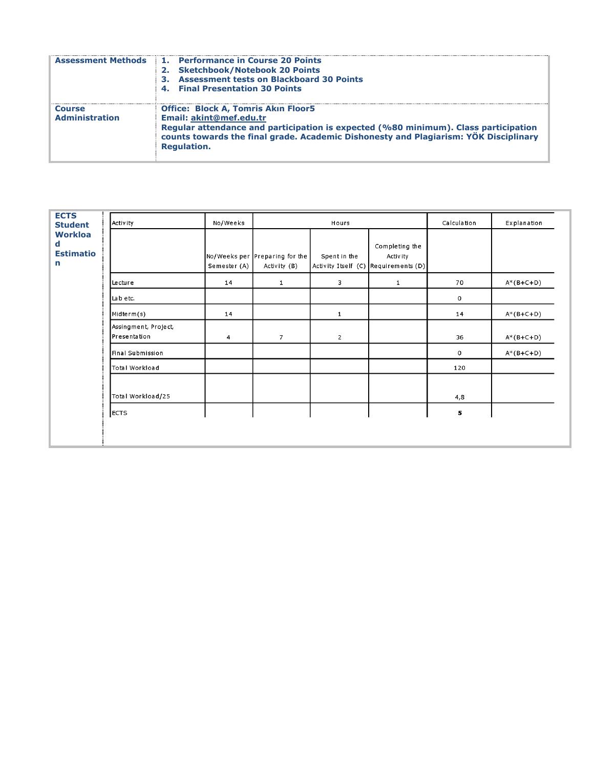| | |
|---|---|
| **Assessment Methods** | **1. Performance in Course 20 Points**<br>**2. Sketchbook/Notebook 20 Points**<br>**3. Assessment tests on Blackboard 30 Points**<br>**4. Final Presentation 30 Points** |
| **Course Administration** | **Office: Block A, Tomris Akın Floor5**<br>**Email: akint@mef.edu.tr**<br>**Regular attendance and participation is expected (%80 minimum). Class participation counts towards the final grade. Academic Dishonesty and Plagiarism: YÖK Disciplinary Regulation.** |

**ECTS Student Workload Estimation**

| Activity | No/Weeks | Hours | | | Calculation | Explanation |
|---|---|---|---|---|---|---|
| | No/Weeks per Semester (A) | Preparing for the Activity (B) | Spent in the Activity Itself (C) | Completing the Activity Requirements (D) | | |
| Lecture | 14 | 1 | 3 | 1 | 70 | A*(B+C+D) |
| Lab etc. | | | | | 0 | |
| Midterm(s) | 14 | | 1 | | 14 | A*(B+C+D) |
| Assingment, Project, Presentation | 4 | 7 | 2 | | 36 | A*(B+C+D) |
| Final Submission | | | | | 0 | A*(B+C+D) |
| Total Workload | | | | | 120 | |
| Total Workload/25 | | | | | 4,8 | |
| ECTS | | | | | **5** | |